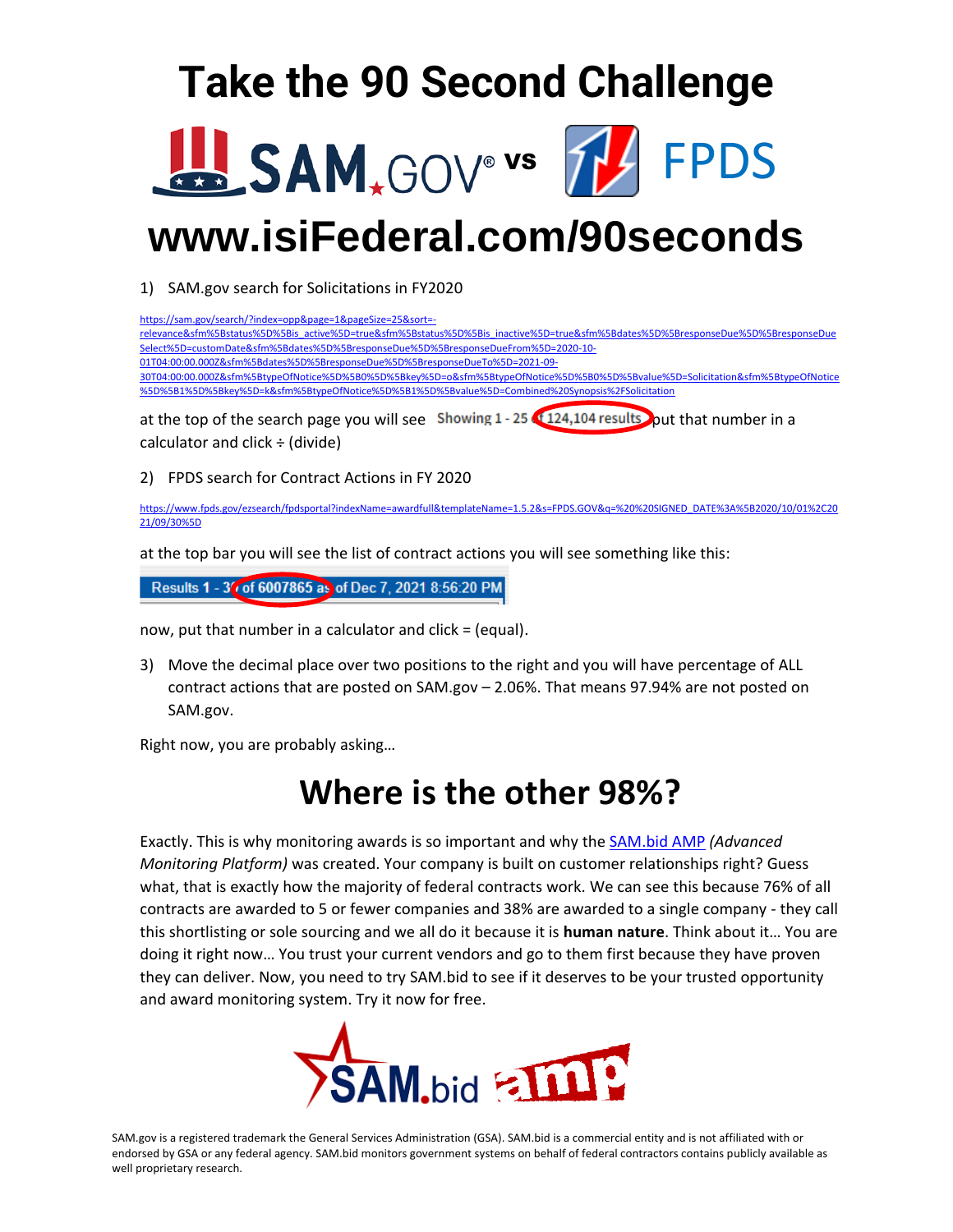# Take the 90 Second Challenge

## SAM.GOV® vs FPDS

# www.isiFederal.com/90seconds

1) SAM.gov search for Solicitations in FY2020

https://sam.gov/search/?index=opp&page=1&pageSize=25&sort=-relevance&sfm%5Bstatus%5D%5Bis_active%5D=true&sfm%5Bstatus%5D%5Bis_inactive%5D=true&sfm%5Bdates%5D%5BresponseDue%5D%5BresponseDueSelect%5D=customDate&sfm%5Bdates%5D%5BresponseDue%5D%5BresponseDueFrom%5D=2020-10-01T04:00:00.000Z&sfm%5Bdates%5D%5BresponseDue%5D%5BresponseDueTo%5D=2021-09-30T04:00:00.000Z&sfm%5BtypeOfNotice%5D%5B0%5D%5Bkey%5D=o&sfm%5BtypeOfNotice%5D%5B0%5D%5Bvalue%5D=Solicitation&sfm%5BtypeOfNotice%5D%5B1%5D%5Bkey%5D=k&sfm%5BtypeOfNotice%5D%5B1%5D%5Bvalue%5D=Combined%20Synopsis%2FSolicitation

at the top of the search page you will see Showing 1 - 25 of 124,104 results put that number in a calculator and click ÷ (divide)

2) FPDS search for Contract Actions in FY 2020

https://www.fpds.gov/ezsearch/fpdsportal?indexName=awardfull&templateName=1.5.2&s=FPDS.GOV&q=%20%20SIGNED_DATE%3A%5B2020/10/01%2C2021/09/30%5D

at the top bar you will see the list of contract actions you will see something like this:

Results 1 - 30 of 6007865 as of Dec 7, 2021 8:56:20 PM

now, put that number in a calculator and click = (equal).

3) Move the decimal place over two positions to the right and you will have percentage of ALL contract actions that are posted on SAM.gov – 2.06%. That means 97.94% are not posted on SAM.gov.

Right now, you are probably asking…

## Where is the other 98%?

Exactly. This is why monitoring awards is so important and why the SAM.bid AMP *(Advanced Monitoring Platform)* was created. Your company is built on customer relationships right? Guess what, that is exactly how the majority of federal contracts work. We can see this because 76% of all contracts are awarded to 5 or fewer companies and 38% are awarded to a single company - they call this shortlisting or sole sourcing and we all do it because it is **human nature**. Think about it… You are doing it right now… You trust your current vendors and go to them first because they have proven they can deliver. Now, you need to try SAM.bid to see if it deserves to be your trusted opportunity and award monitoring system. Try it now for free.

SAM.bid amp

SAM.gov is a registered trademark the General Services Administration (GSA). SAM.bid is a commercial entity and is not affiliated with or endorsed by GSA or any federal agency. SAM.bid monitors government systems on behalf of federal contractors contains publicly available as well proprietary research.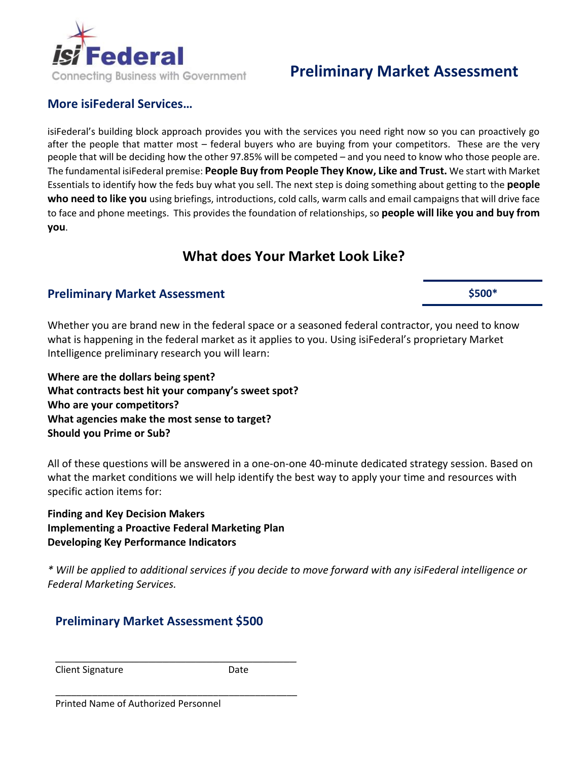isiFederal
Connecting Business with Government

# Preliminary Market Assessment

## More isiFederal Services…

isiFederal's building block approach provides you with the services you need right now so you can proactively go after the people that matter most – federal buyers who are buying from your competitors. These are the very people that will be deciding how the other 97.85% will be competed – and you need to know who those people are. The fundamental isiFederal premise: **People Buy from People They Know, Like and Trust.** We start with Market Essentials to identify how the feds buy what you sell. The next step is doing something about getting to the **people who need to like you** using briefings, introductions, cold calls, warm calls and email campaigns that will drive face to face and phone meetings. This provides the foundation of relationships, so **people will like you and buy from you**.

## What does Your Market Look Like?

### Preliminary Market Assessment

**$500***

Whether you are brand new in the federal space or a seasoned federal contractor, you need to know what is happening in the federal market as it applies to you. Using isiFederal's proprietary Market Intelligence preliminary research you will learn:

**Where are the dollars being spent?**
**What contracts best hit your company's sweet spot?**
**Who are your competitors?**
**What agencies make the most sense to target?**
**Should you Prime or Sub?**

All of these questions will be answered in a one-on-one 40-minute dedicated strategy session. Based on what the market conditions we will help identify the best way to apply your time and resources with specific action items for:

**Finding and Key Decision Makers**
**Implementing a Proactive Federal Marketing Plan**
**Developing Key Performance Indicators**

*\* Will be applied to additional services if you decide to move forward with any isiFederal intelligence or Federal Marketing Services.*

### Preliminary Market Assessment $500

\_\_\_\_\_\_\_\_\_\_\_\_\_\_\_\_\_\_\_\_\_\_\_\_\_\_\_\_\_\_\_\_\_\_\_\_\_\_\_\_\_\_\_\_
Client Signature                                        Date

\_\_\_\_\_\_\_\_\_\_\_\_\_\_\_\_\_\_\_\_\_\_\_\_\_\_\_\_\_\_\_\_\_\_\_\_\_\_\_\_\_\_\_\_
Printed Name of Authorized Personnel